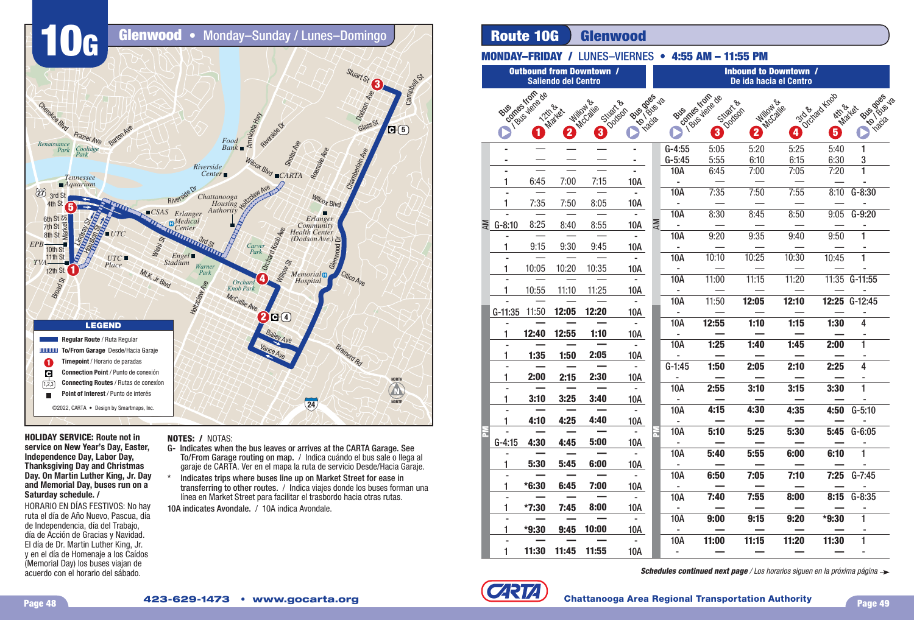# 10G Glenwood • Monday–Sunday / Lunes–Domingo

## LEGEND

- Regular Route / Ruta Regular
- To/From Garage Desde/Hacia Garaje
- Timepoint / Horario de paradas
- Connection Point / Punto de conexión
- Connecting Routes / Rutas de conexion
- Point of Interest / Punto de interés

©2022, CARTA • Design by Smartmaps, Inc.

**HOLIDAY SERVICE: Route not in service on New Year's Day, Easter, Independence Day, Labor Day, Thanksgiving Day and Christmas Day. On Martin Luther King, Jr. Day and Memorial Day, buses run on a Saturday schedule. /**

HORARIO EN DÍAS FESTIVOS: No hay ruta el día de Año Nuevo, Pascua, día de Independencia, día del Trabajo, día de Acción de Gracias y Navidad. El día de Dr. Martin Luther King, Jr. y en el día de Homenaje a los Caídos (Memorial Day) los buses viajan de acuerdo con el horario del sábado.

**NOTES: /** NOTAS:

- G- Indicates when the bus leaves or arrives at the CARTA Garage. See To/From Garage routing on map. / Indica cuándo el bus sale o llega al garaje de CARTA. Ver en el mapa la ruta de servicio Desde/Hacia Garaje.
- \* Indicates trips where buses line up on Market Street for ease in transferring to other routes. / Indica viajes donde los buses forman una línea en Market Street para facilitar el trasbordo hacia otras rutas.

10A indicates Avondale. / 10A indica Avondale.

## Route 10G Glenwood

### MONDAY–FRIDAY / LUNES–VIERNES • 4:55 AM – 11:55 PM

#### Outbound from Downtown / Saliendo del Centro

| Bus comes from / Bus viene de | 1 12th & Market | 2 Willow & McCallie | 3 Stuart & Dodson | Bus goes to / Bus va hacia |
|---|---|---|---|---|
| - | — | — | — | - |
| - | — | — | — | - |
| - | — | — | — | - |
| 1 | 6:45 | 7:00 | 7:15 | 10A |
| - | — | — | — | - |
| 1 | 7:35 | 7:50 | 8:05 | 10A |
| - | — | — | — | - |
| G-8:10 | 8:25 | 8:40 | 8:55 | 10A |
| - | — | — | — | - |
| 1 | 9:15 | 9:30 | 9:45 | 10A |
| - | — | — | — | - |
| 1 | 10:05 | 10:20 | 10:35 | 10A |
| - | — | — | — | - |
| 1 | 10:55 | 11:10 | 11:25 | 10A |
| - | — | — | — | - |
| G-11:35 | 11:50 | 12:05 | 12:20 | 10A |
| - | — | — | — | - |
| 1 | 12:40 | 12:55 | 1:10 | 10A |
| - | — | — | — | - |
| 1 | 1:35 | 1:50 | 2:05 | 10A |
| - | — | — | — | - |
| 1 | 2:00 | 2:15 | 2:30 | 10A |
| - | — | — | — | - |
| 1 | 3:10 | 3:25 | 3:40 | 10A |
| - | — | — | — | - |
| 1 | 4:10 | 4:25 | 4:40 | 10A |
| - | — | — | — | - |
| G-4:15 | 4:30 | 4:45 | 5:00 | 10A |
| - | — | — | — | - |
| 1 | 5:30 | 5:45 | 6:00 | 10A |
| - | — | — | — | - |
| 1 | *6:30 | 6:45 | 7:00 | 10A |
| - | — | — | — | - |
| 1 | *7:30 | 7:45 | 8:00 | 10A |
| - | — | — | — | - |
| 1 | *9:30 | 9:45 | 10:00 | 10A |
| - | — | — | — | - |
| 1 | 11:30 | 11:45 | 11:55 | 10A |

#### Inbound to Downtown / De ida hacia el Centro

| Bus comes from / Bus viene de | 3 Stuart & Dodson | 2 Willow & McCallie | 4 3rd & Orchard Knob | 5 4th & Market | Bus goes to / Bus va hacia |
|---|---|---|---|---|---|
| G-4:55 | 5:05 | 5:20 | 5:25 | 5:40 | 1 |
| G-5:45 | 5:55 | 6:10 | 6:15 | 6:30 | 3 |
| 10A | 6:45 | 7:00 | 7:05 | 7:20 | 1 |
| - | — | — | — | — | - |
| 10A | 7:35 | 7:50 | 7:55 | 8:10 | G-8:30 |
| - | — | — | — | — | - |
| 10A | 8:30 | 8:45 | 8:50 | 9:05 | G-9:20 |
| - | — | — | — | — | - |
| 10A | 9:20 | 9:35 | 9:40 | 9:50 | 1 |
| - | — | — | — | — | - |
| 10A | 10:10 | 10:25 | 10:30 | 10:45 | 1 |
| - | — | — | — | — | - |
| 10A | 11:00 | 11:15 | 11:20 | 11:35 | G-11:55 |
| - | — | — | — | — | - |
| 10A | 11:50 | 12:05 | 12:10 | 12:25 | G-12:45 |
| - | — | — | — | — | - |
| 10A | 12:55 | 1:10 | 1:15 | 1:30 | 4 |
| - | — | — | — | — | - |
| 10A | 1:25 | 1:40 | 1:45 | 2:00 | 1 |
| - | — | — | — | — | - |
| G-1:45 | 1:50 | 2:05 | 2:10 | 2:25 | 4 |
| - | — | — | — | — | - |
| 10A | 2:55 | 3:10 | 3:15 | 3:30 | 1 |
| - | — | — | — | — | - |
| 10A | 4:15 | 4:30 | 4:35 | 4:50 | G-5:10 |
| - | — | — | — | — | - |
| 10A | 5:10 | 5:25 | 5:30 | 5:45 | G-6:05 |
| - | — | — | — | — | - |
| 10A | 5:40 | 5:55 | 6:00 | 6:10 | 1 |
| - | — | — | — | — | - |
| 10A | 6:50 | 7:05 | 7:10 | 7:25 | G-7:45 |
| - | — | — | — | — | - |
| 10A | 7:40 | 7:55 | 8:00 | 8:15 | G-8:35 |
| - | — | — | — | — | - |
| 10A | 9:00 | 9:15 | 9:20 | *9:30 | 1 |
| - | — | — | — | — | - |
| 10A | 11:00 | 11:15 | 11:20 | 11:30 | 1 |
| - | — | — | — | — | - |

*Schedules continued next page / Los horarios siguen en la próxima página*

423-629-1473 • www.gocarta.org

Chattanooga Area Regional Transportation Authority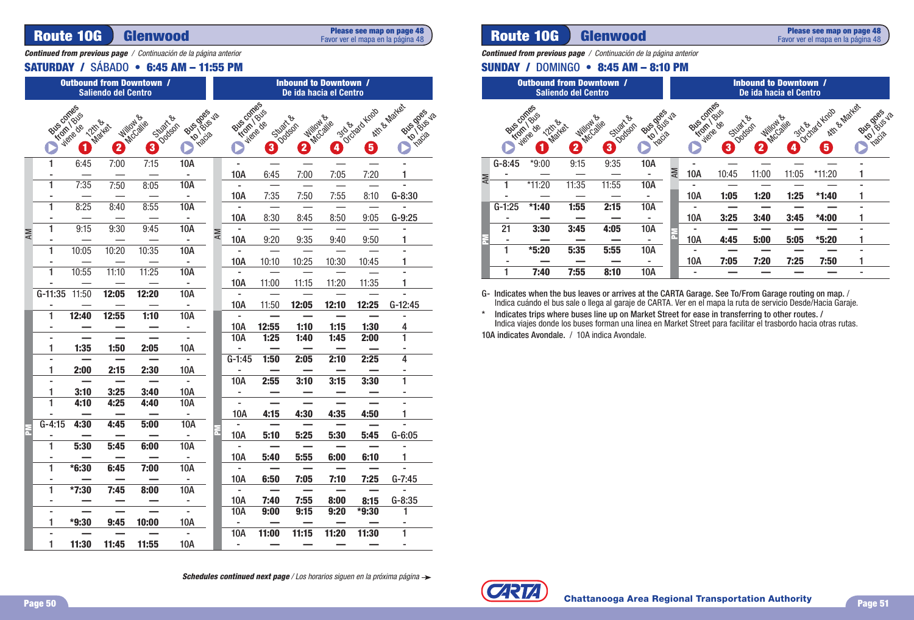# Route 10G Glenwood

Please see map on page 48
Favor ver el mapa en la página 48

***Continued from previous page*** / *Continuación de la página anterior*

## SATURDAY / SÁBADO • 6:45 AM – 11:55 PM

### Outbound from Downtown / Saliendo del Centro

| | Bus comes from / Bus viene de | 1 12th & Market | 2 Willow & McCallie | 3 Stuart & Dodson | Bus goes to / Bus va hacia |
|---|---|---|---|---|---|
| AM | 1 | 6:45 | 7:00 | 7:15 | 10A |
| AM | 1 | 7:35 | 7:50 | 8:05 | 10A |
| AM | 1 | 8:25 | 8:40 | 8:55 | 10A |
| AM | 1 | 9:15 | 9:30 | 9:45 | 10A |
| AM | 1 | 10:05 | 10:20 | 10:35 | 10A |
| AM | 1 | 10:55 | 11:10 | 11:25 | 10A |
| AM | G-11:35 | 11:50 | 12:05 | 12:20 | 10A |
| PM | 1 | 12:40 | 12:55 | 1:10 | 10A |
| PM | 1 | 1:35 | 1:50 | 2:05 | 10A |
| PM | 1 | 2:00 | 2:15 | 2:30 | 10A |
| PM | 1 | 3:10 | 3:25 | 3:40 | 10A |
| PM | 1 | 4:10 | 4:25 | 4:40 | 10A |
| PM | G-4:15 | 4:30 | 4:45 | 5:00 | 10A |
| PM | 1 | 5:30 | 5:45 | 6:00 | 10A |
| PM | 1 | *6:30 | 6:45 | 7:00 | 10A |
| PM | 1 | *7:30 | 7:45 | 8:00 | 10A |
| PM | 1 | *9:30 | 9:45 | 10:00 | 10A |
| PM | 1 | 11:30 | 11:45 | 11:55 | 10A |

### Inbound to Downtown / De ida hacia el Centro

| | Bus comes from / Bus viene de | 3 Stuart & Dodson | 2 Willow & McCallie | 4 3rd & Orchard Knob | 5 4th & Market | Bus goes to / Bus va hacia |
|---|---|---|---|---|---|---|
| AM | 10A | 6:45 | 7:00 | 7:05 | 7:20 | 1 |
| AM | 10A | 7:35 | 7:50 | 7:55 | 8:10 | G-8:30 |
| AM | 10A | 8:30 | 8:45 | 8:50 | 9:05 | G-9:25 |
| AM | 10A | 9:20 | 9:35 | 9:40 | 9:50 | 1 |
| AM | 10A | 10:10 | 10:25 | 10:30 | 10:45 | 1 |
| AM | 10A | 11:00 | 11:15 | 11:20 | 11:35 | 1 |
| AM | 10A | 11:50 | 12:05 | 12:10 | 12:25 | G-12:45 |
| PM | 10A | 12:55 | 1:10 | 1:15 | 1:30 | 4 |
| PM | 10A | 1:25 | 1:40 | 1:45 | 2:00 | 1 |
| PM | G-1:45 | 1:50 | 2:05 | 2:10 | 2:25 | 4 |
| PM | 10A | 2:55 | 3:10 | 3:15 | 3:30 | 1 |
| PM | 10A | 4:15 | 4:30 | 4:35 | 4:50 | 1 |
| PM | 10A | 5:10 | 5:25 | 5:30 | 5:45 | G-6:05 |
| PM | 10A | 5:40 | 5:55 | 6:00 | 6:10 | 1 |
| PM | 10A | 6:50 | 7:05 | 7:10 | 7:25 | G-7:45 |
| PM | 10A | 7:40 | 7:55 | 8:00 | 8:15 | G-8:35 |
| PM | 10A | 9:00 | 9:15 | 9:20 | *9:30 | 1 |
| PM | 10A | 11:00 | 11:15 | 11:20 | 11:30 | 1 |

***Schedules continued next page*** / *Los horarios siguen en la próxima página*

## SUNDAY / DOMINGO • 8:45 AM – 8:10 PM

### Outbound from Downtown / Saliendo del Centro

| | Bus comes from / Bus viene de | 1 12th & Market | 2 Willow & McCallie | 3 Stuart & Dodson | Bus goes to / Bus va hacia |
|---|---|---|---|---|---|
| AM | G-8:45 | *9:00 | 9:15 | 9:35 | 10A |
| AM | 1 | *11:20 | 11:35 | 11:55 | 10A |
| PM | G-1:25 | *1:40 | 1:55 | 2:15 | 10A |
| PM | 21 | 3:30 | 3:45 | 4:05 | 10A |
| PM | 1 | *5:20 | 5:35 | 5:55 | 10A |
| PM | 1 | 7:40 | 7:55 | 8:10 | 10A |

### Inbound to Downtown / De ida hacia el Centro

| | Bus comes from / Bus viene de | 3 Stuart & Dodson | 2 Willow & McCallie | 4 3rd & Orchard Knob | 5 4th & Market | Bus goes to / Bus va hacia |
|---|---|---|---|---|---|---|
| AM | 10A | 10:45 | 11:00 | 11:05 | *11:20 | 1 |
| PM | 10A | 1:05 | 1:20 | 1:25 | *1:40 | 1 |
| PM | 10A | 3:25 | 3:40 | 3:45 | *4:00 | 1 |
| PM | 10A | 4:45 | 5:00 | 5:05 | *5:20 | 1 |
| PM | 10A | 7:05 | 7:20 | 7:25 | 7:50 | 1 |

G- Indicates when the bus leaves or arrives at the CARTA Garage. See To/From Garage routing on map. /
Indica cuándo el bus sale o llega al garaje de CARTA. Ver en el mapa la ruta de servicio Desde/Hacia Garaje.

\* Indicates trips where buses line up on Market Street for ease in transferring to other routes. /
Indica viajes donde los buses forman una línea en Market Street para facilitar el trasbordo hacia otras rutas.

10A indicates Avondale. / 10A indica Avondale.